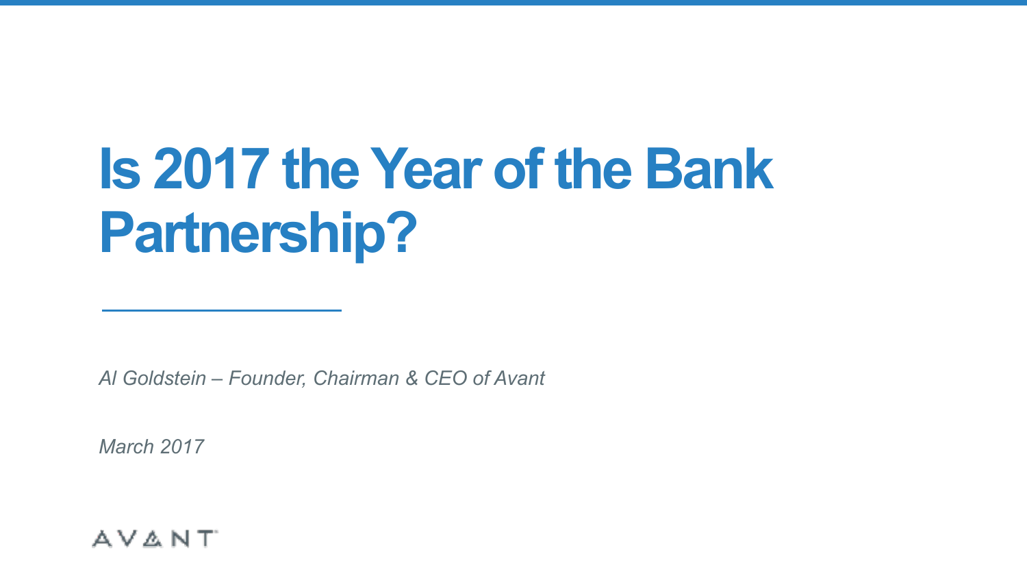# Is 2017 the Year of the Bank Partnership?

*Al Goldstein – Founder, Chairman & CEO of Avant*

*March 2017*

AVANT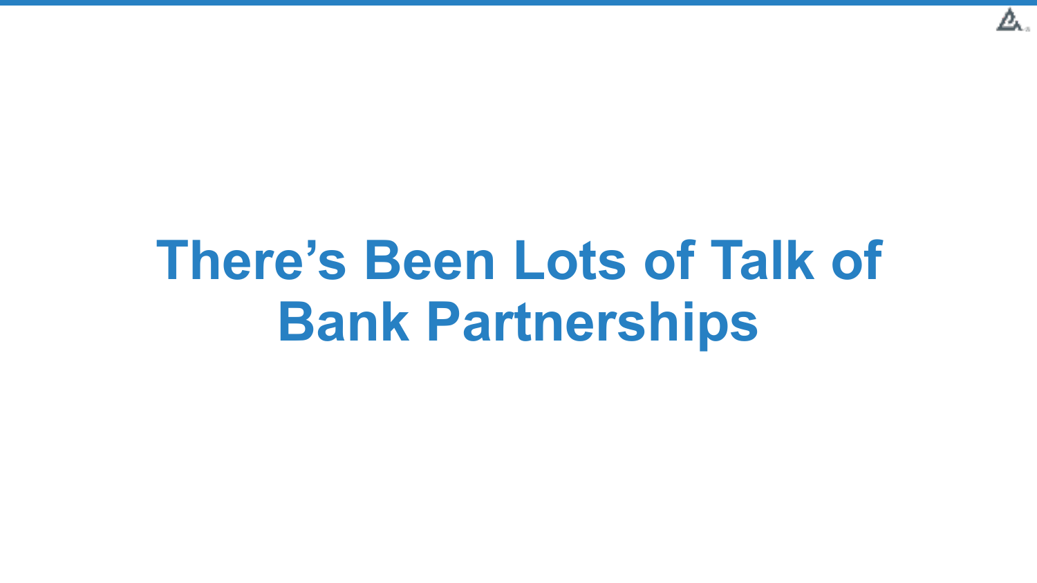# There's Been Lots of Talk of Bank Partnerships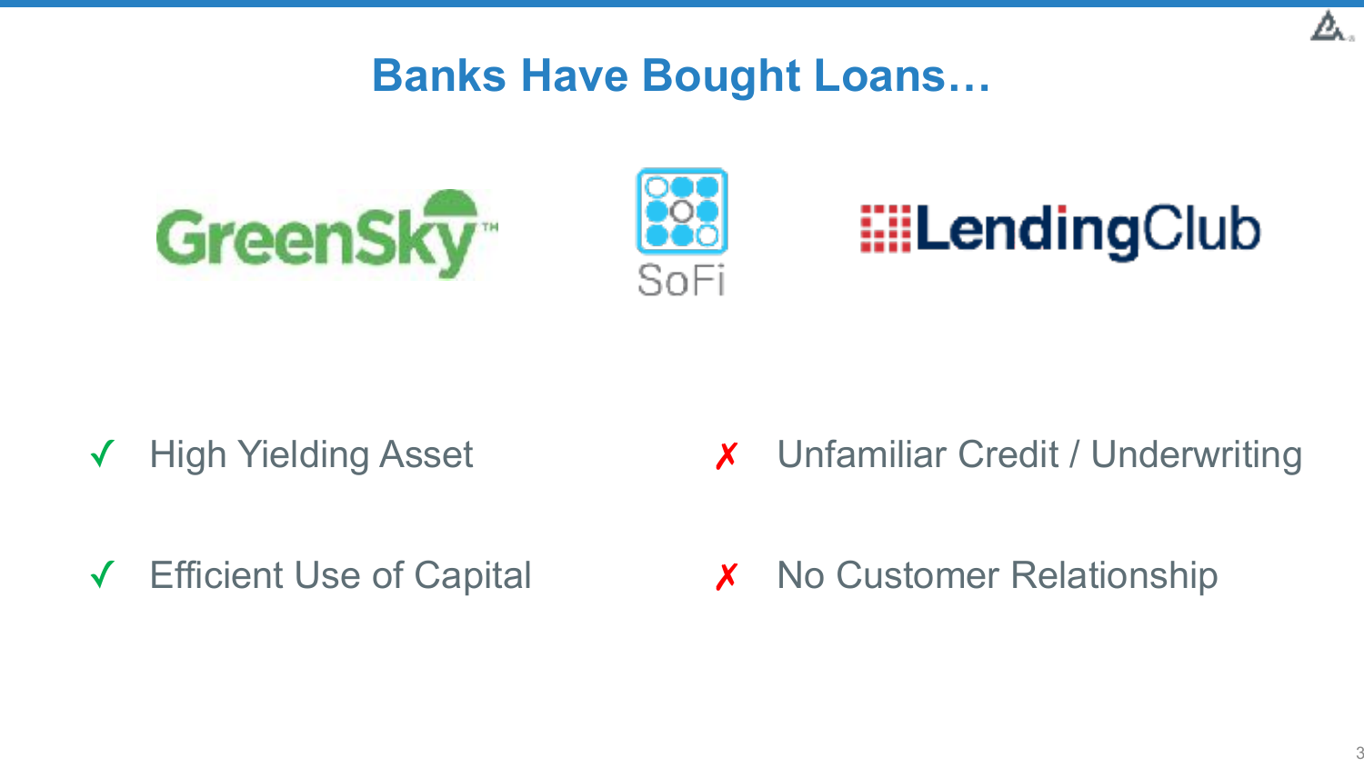# Banks Have Bought Loans…

GreenSky | SoFi | LendingClub

- ✓ High Yielding Asset
- ✓ Efficient Use of Capital
- ✗ Unfamiliar Credit / Underwriting
- ✗ No Customer Relationship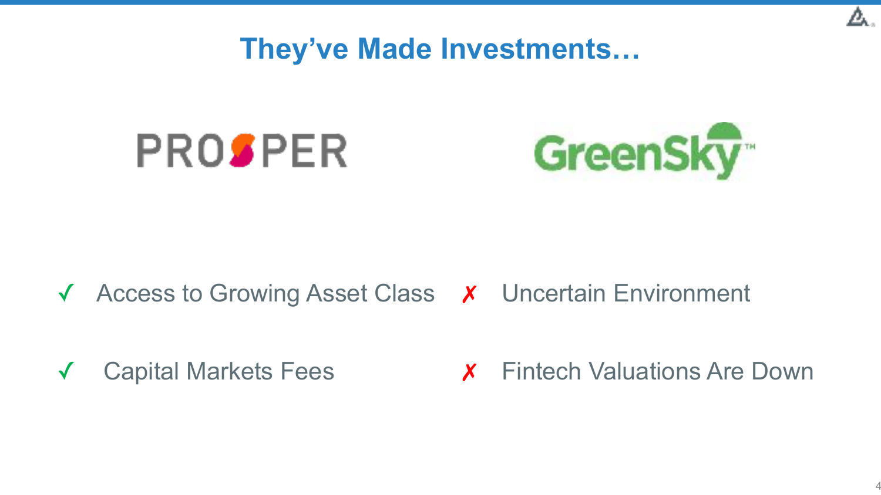# They've Made Investments…

PROSPER

GreenSky™

- ✓ Access to Growing Asset Class
- ✓ Capital Markets Fees

- ✗ Uncertain Environment
- ✗ Fintech Valuations Are Down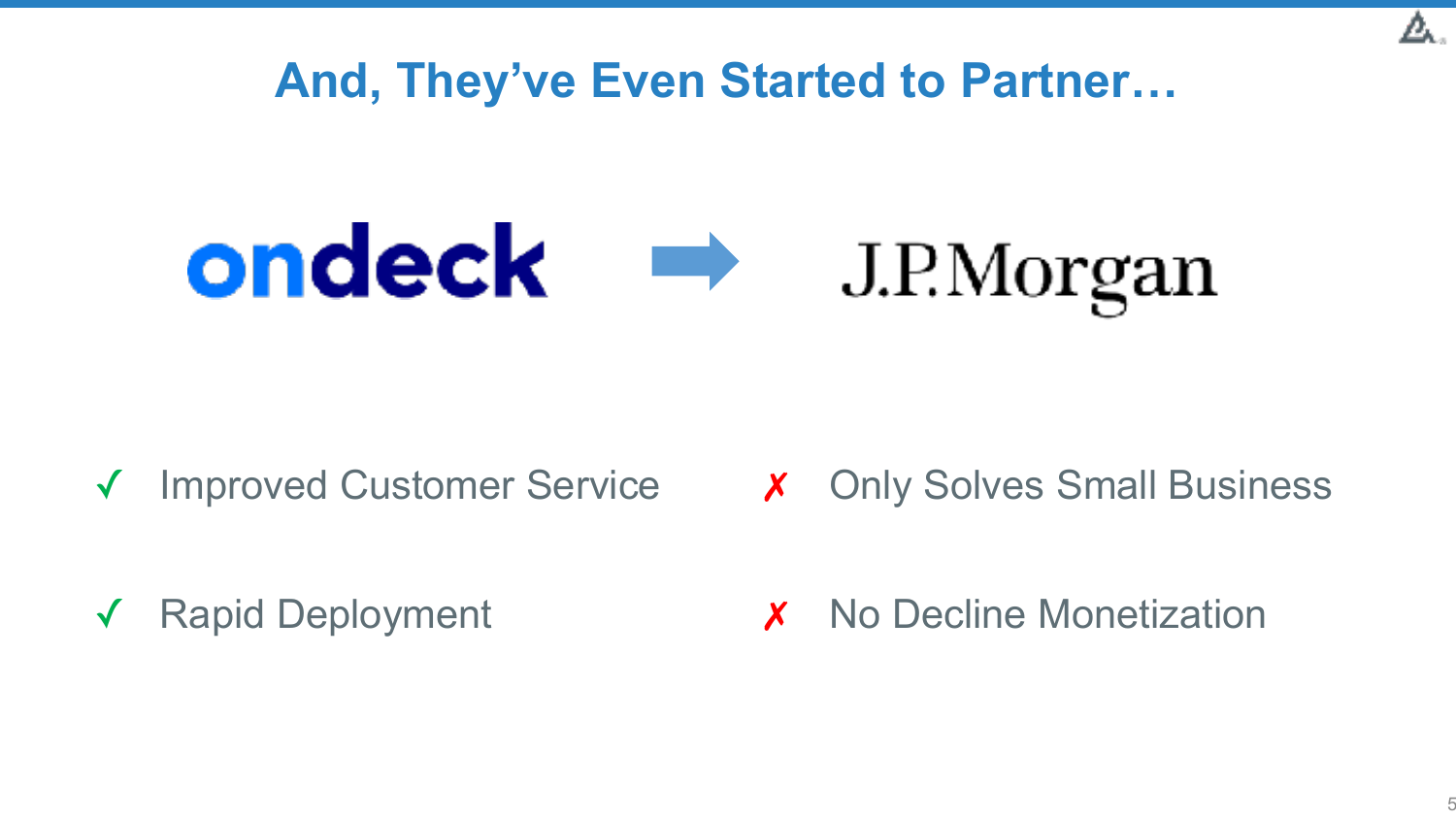# And, They've Even Started to Partner…

ondeck → J.P.Morgan

- ✓ Improved Customer Service
- ✓ Rapid Deployment

- ✗ Only Solves Small Business
- ✗ No Decline Monetization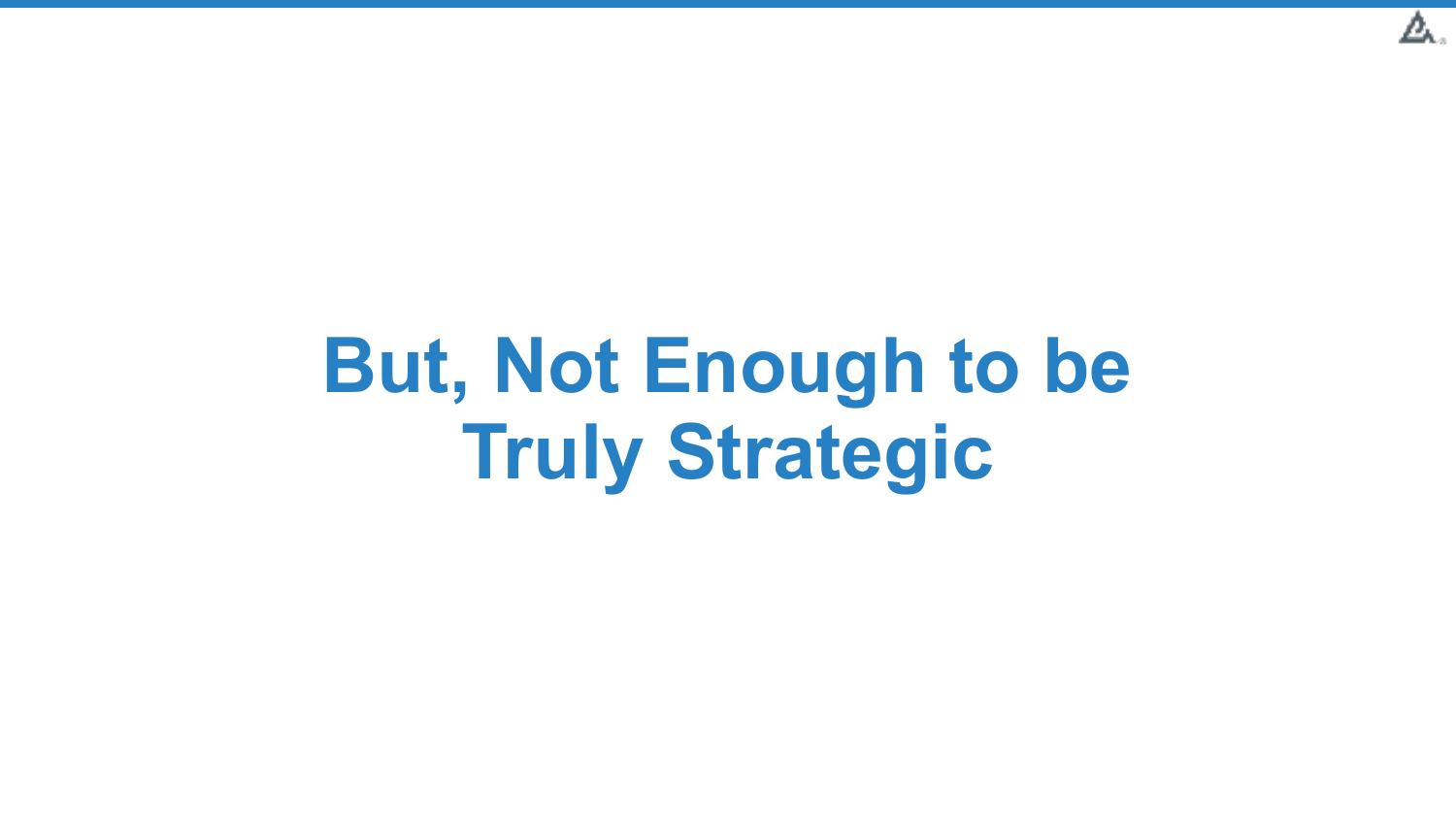# But, Not Enough to be Truly Strategic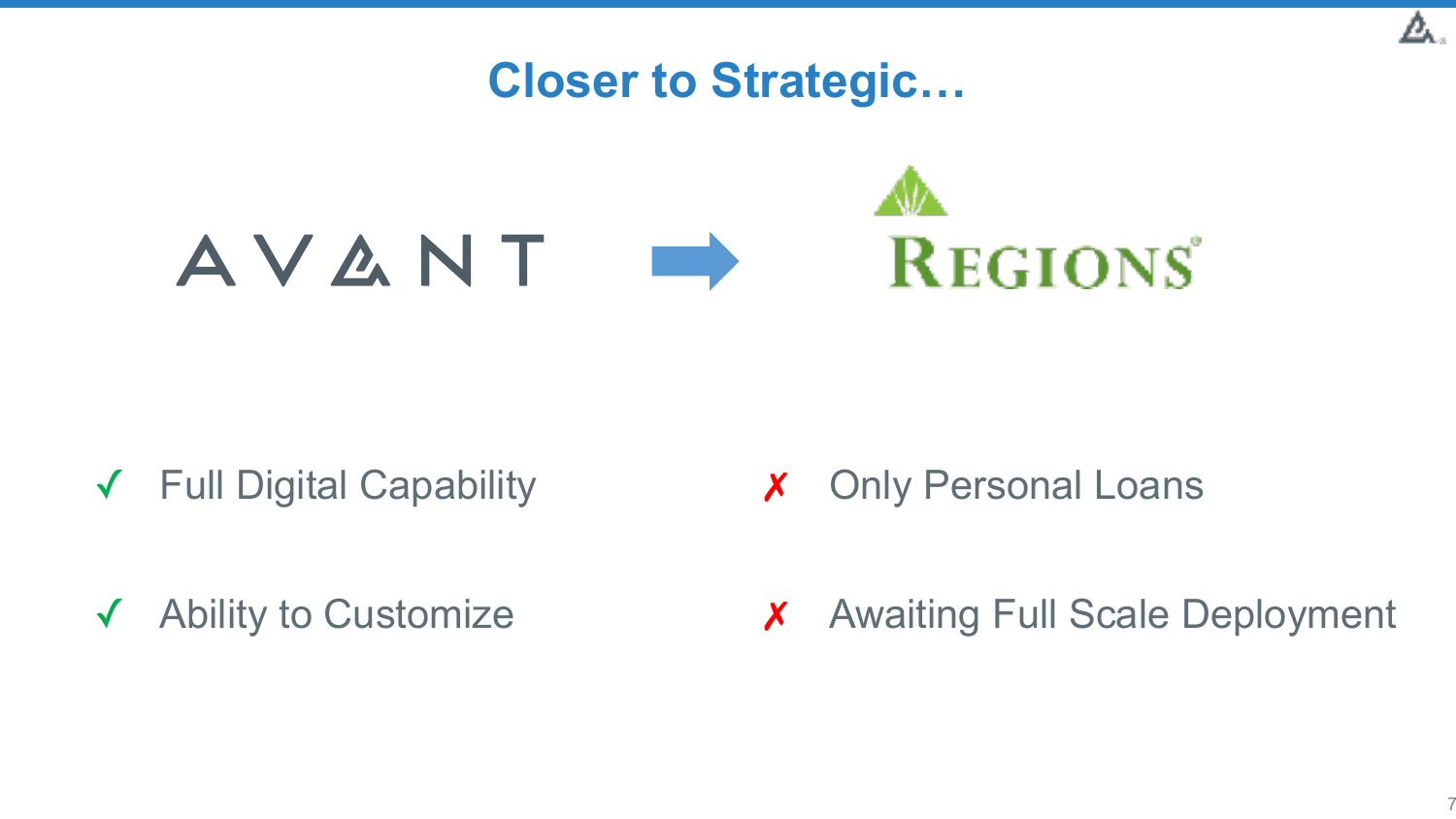# Closer to Strategic…

AVANT → REGIONS

✓ Full Digital Capability

✓ Ability to Customize

✗ Only Personal Loans

✗ Awaiting Full Scale Deployment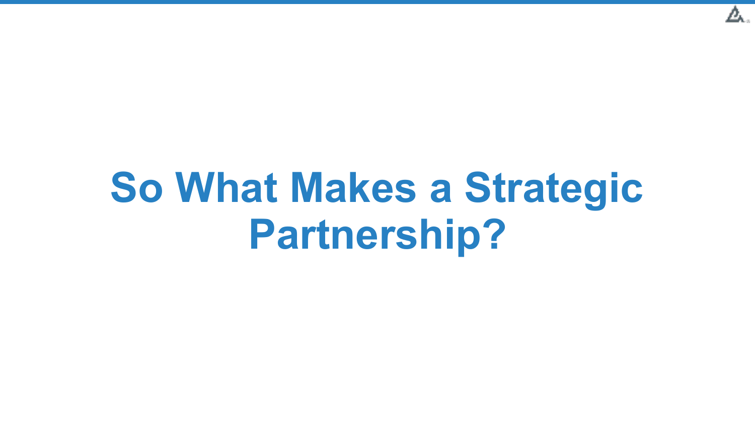# So What Makes a Strategic Partnership?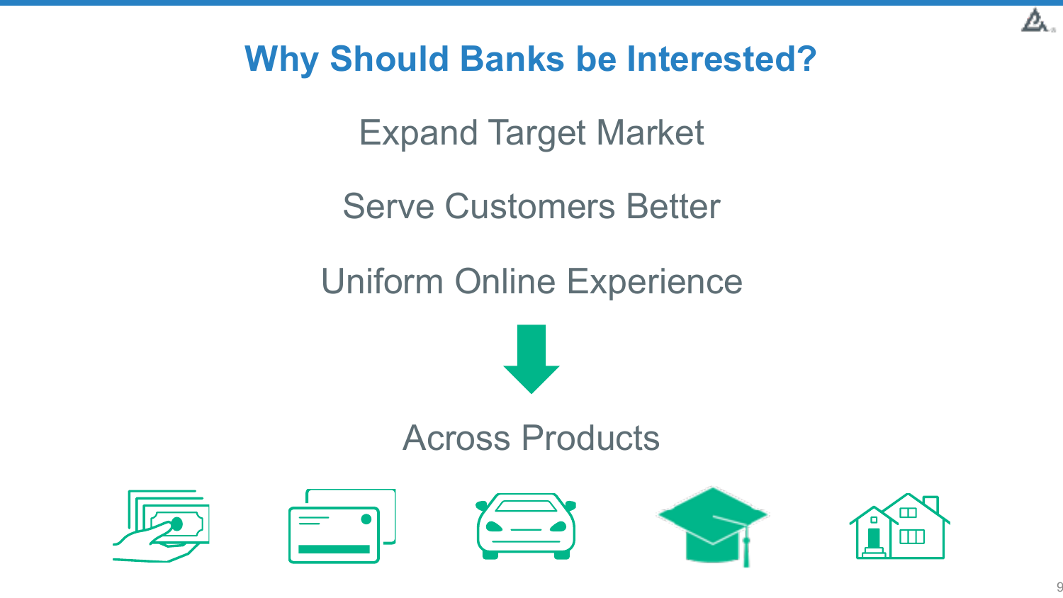# Why Should Banks be Interested?

Expand Target Market

Serve Customers Better

Uniform Online Experience

Across Products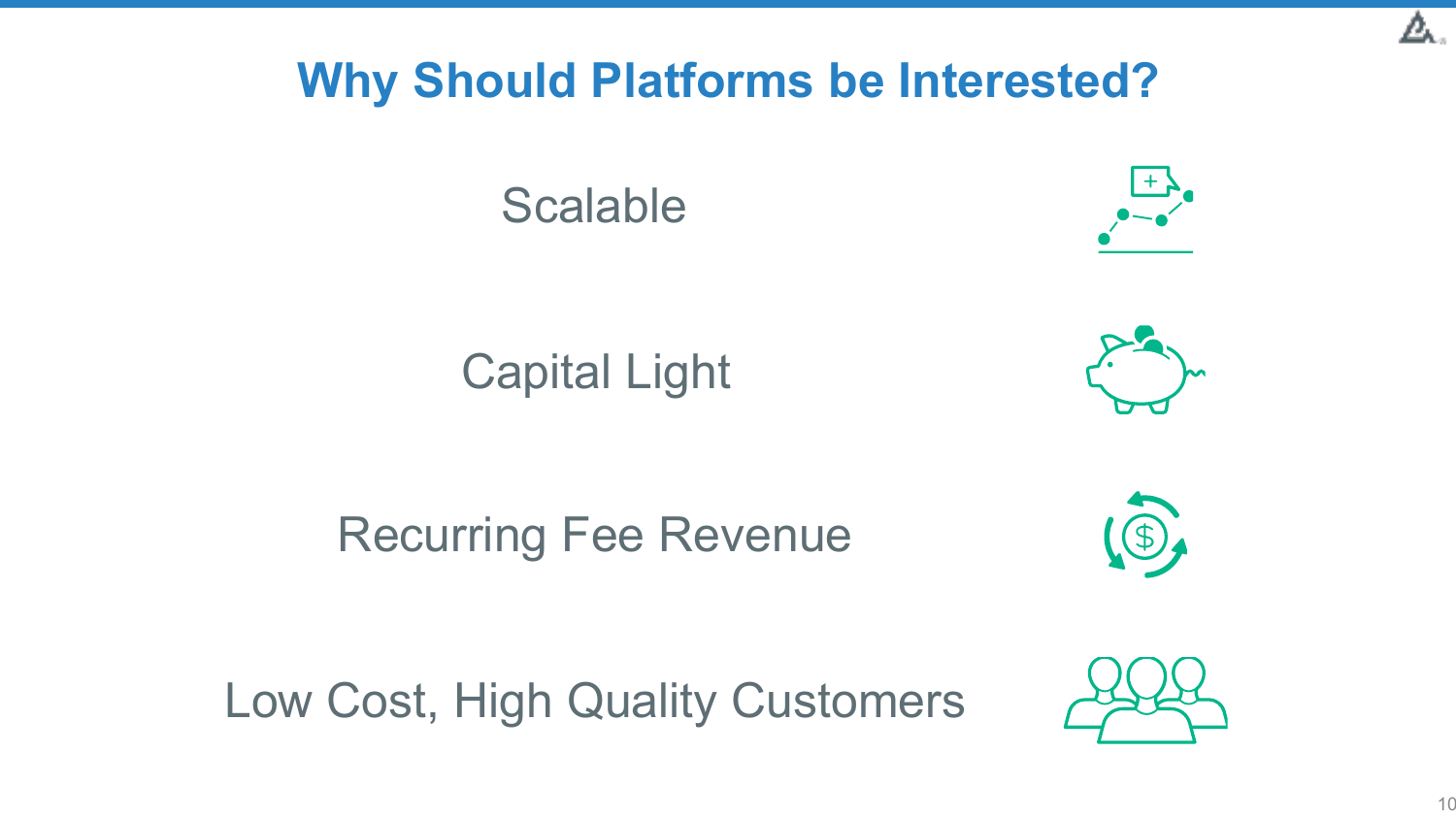# Why Should Platforms be Interested?

- Scalable
- Capital Light
- Recurring Fee Revenue
- Low Cost, High Quality Customers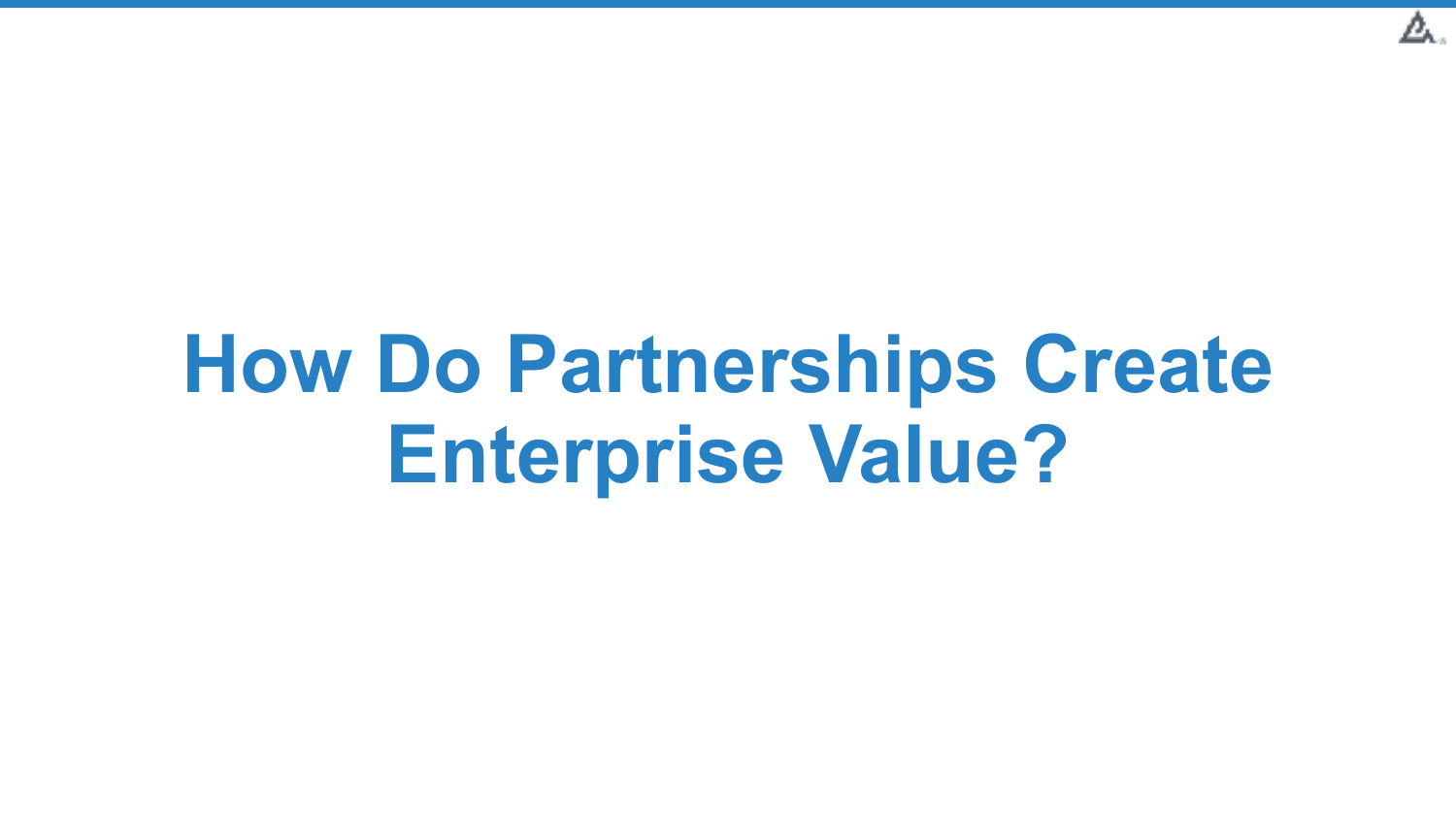# How Do Partnerships Create Enterprise Value?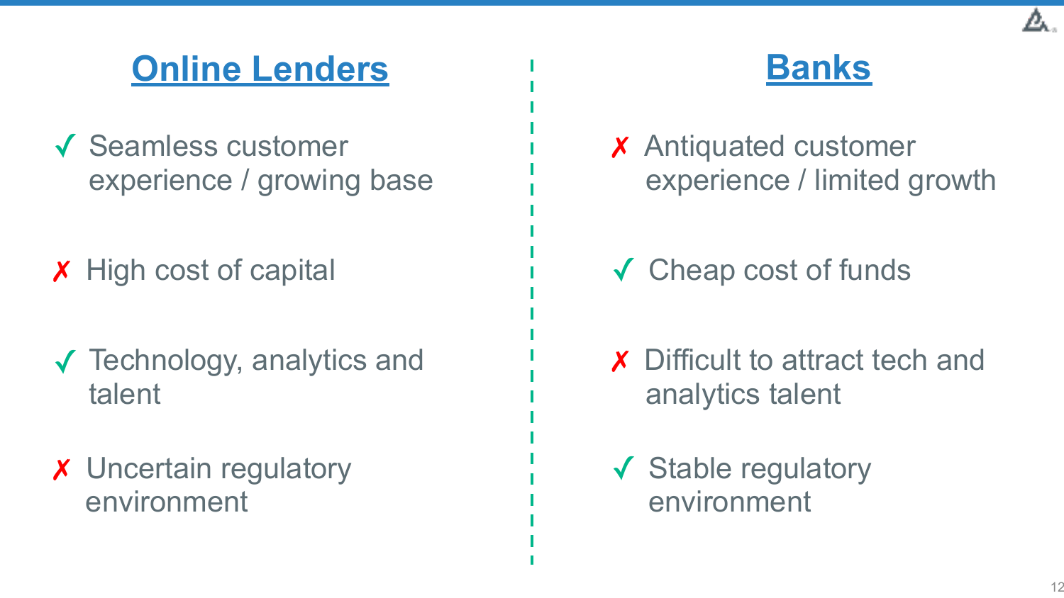## Online Lenders

- ✓ Seamless customer experience / growing base
- ✗ High cost of capital
- ✓ Technology, analytics and talent
- ✗ Uncertain regulatory environment

## Banks

- ✗ Antiquated customer experience / limited growth
- ✓ Cheap cost of funds
- ✗ Difficult to attract tech and analytics talent
- ✓ Stable regulatory environment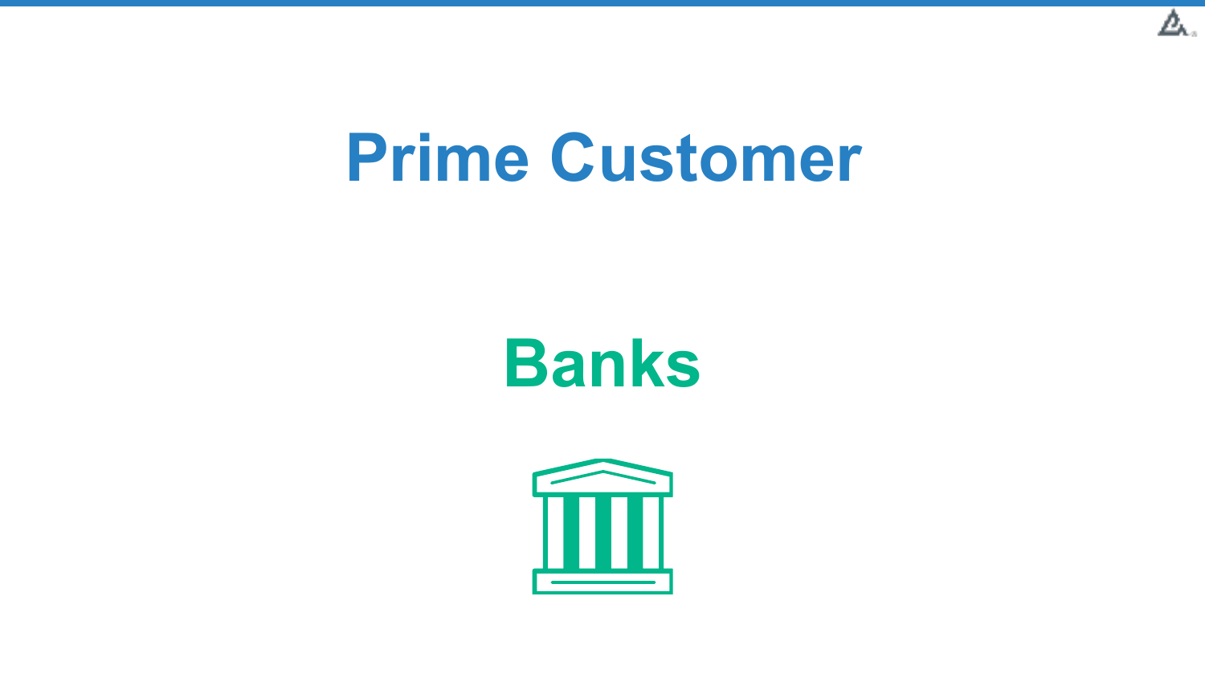# Prime Customer

## Banks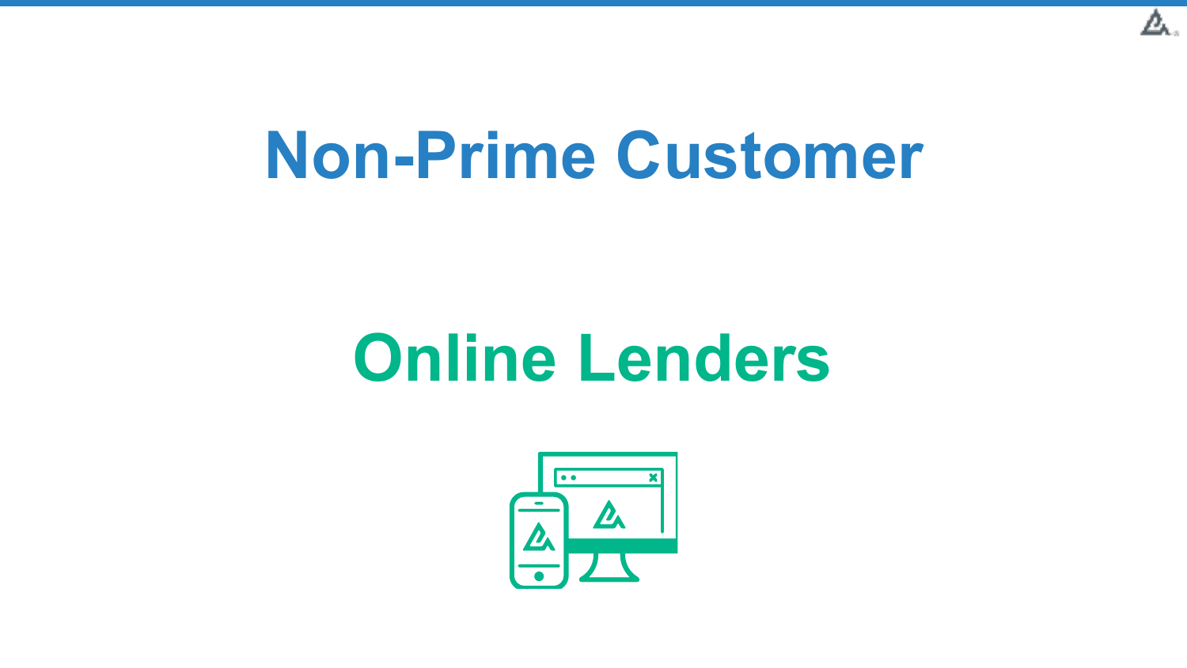# Non-Prime Customer

## Online Lenders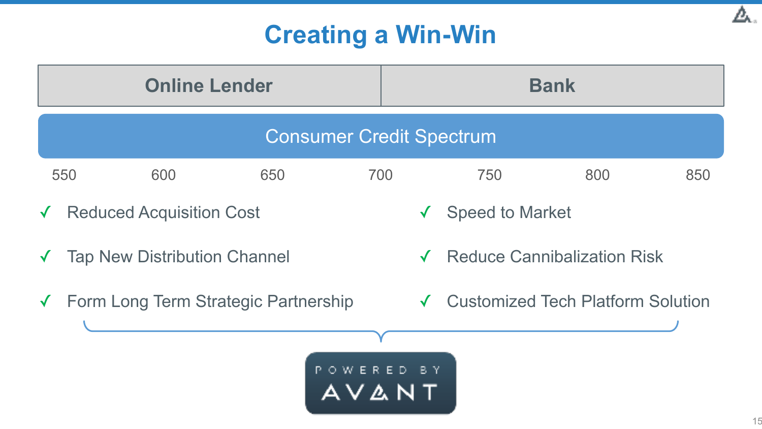# Creating a Win-Win

| Online Lender | Bank |
| --- | --- |

**Consumer Credit Spectrum**

550 600 650 700 750 800 850

**Online Lender**

- ✓ Reduced Acquisition Cost
- ✓ Tap New Distribution Channel
- ✓ Form Long Term Strategic Partnership

**Bank**

- ✓ Speed to Market
- ✓ Reduce Cannibalization Risk
- ✓ Customized Tech Platform Solution

POWERED BY AVANT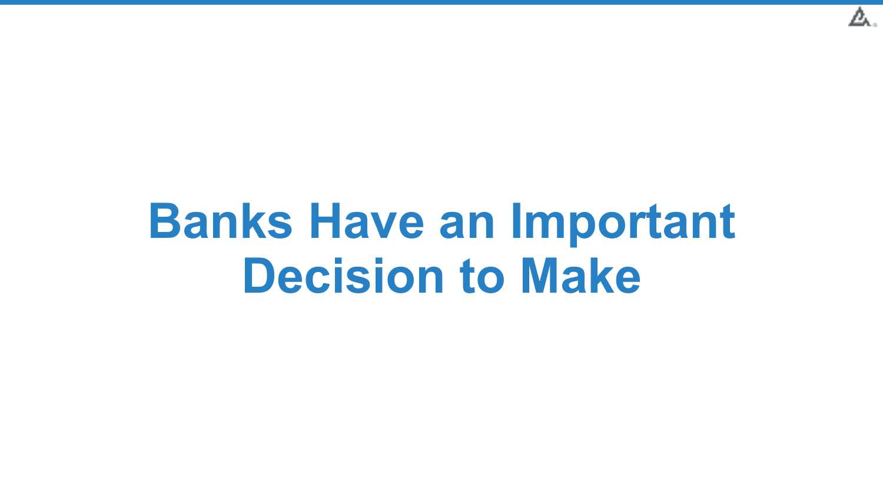# Banks Have an Important Decision to Make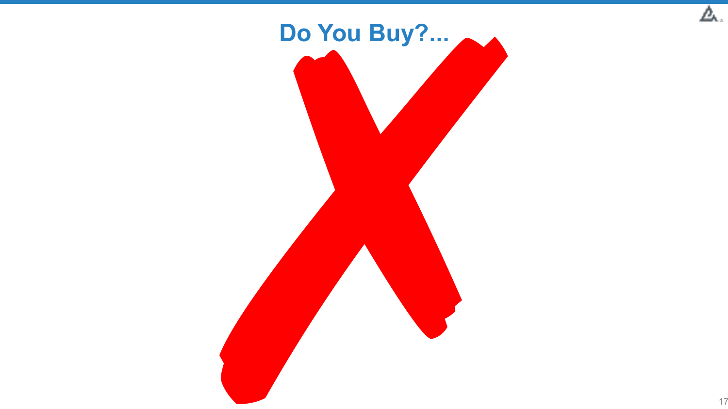# Do You Buy?...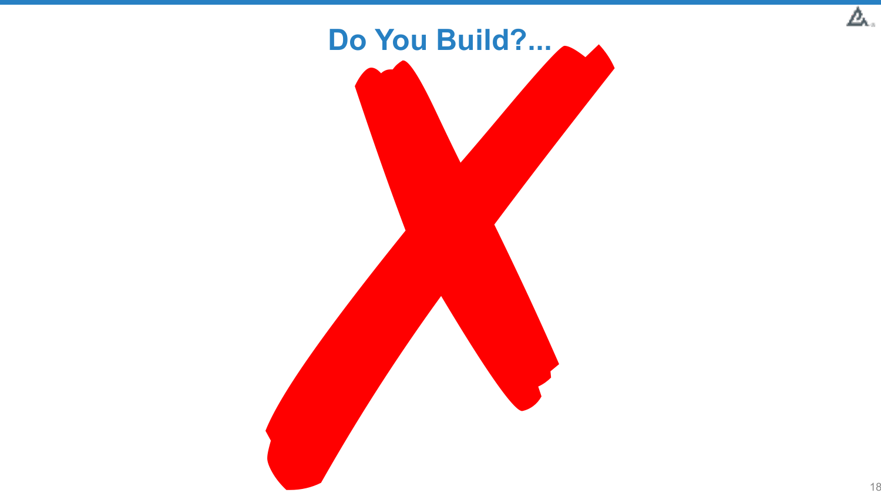# Do You Build?...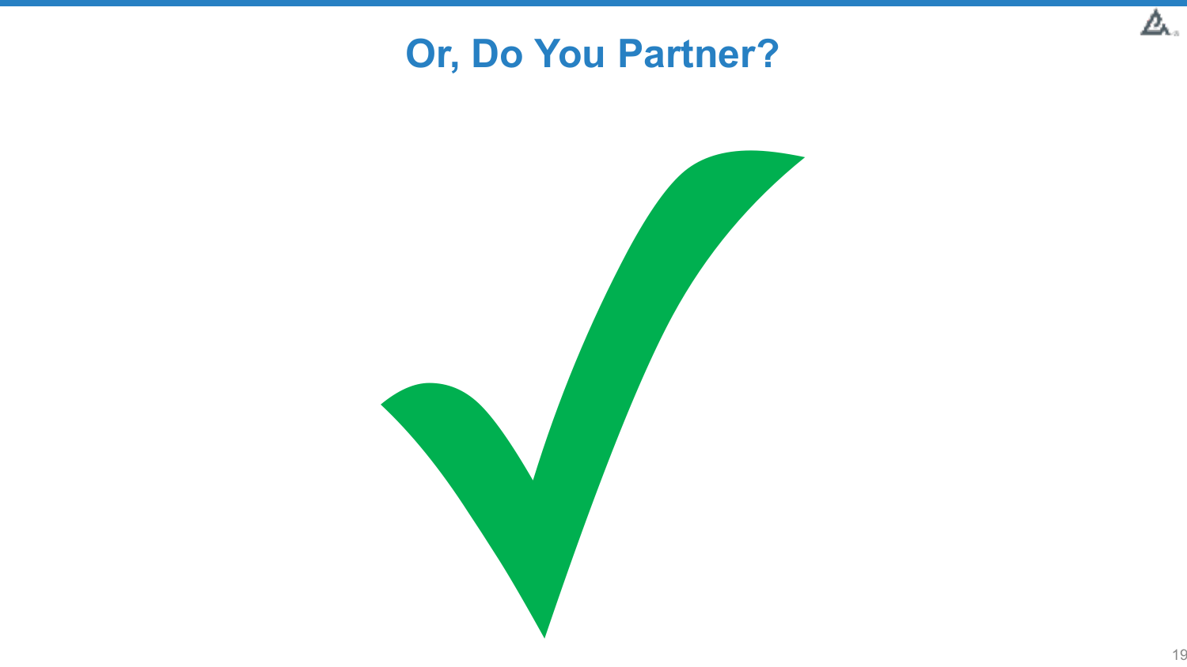# Or, Do You Partner?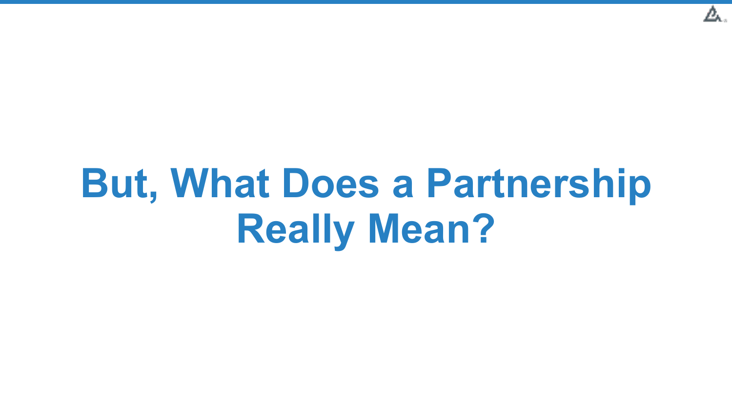# But, What Does a Partnership Really Mean?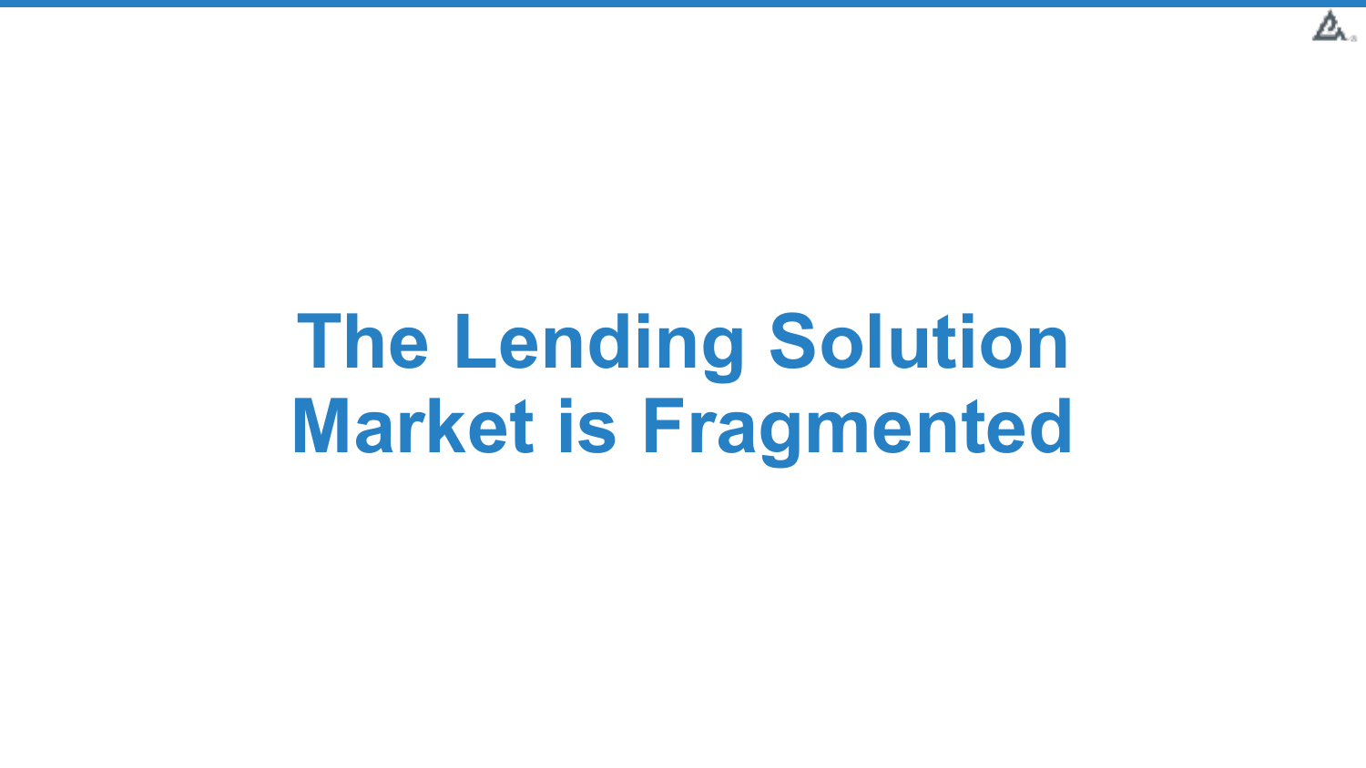# The Lending Solution Market is Fragmented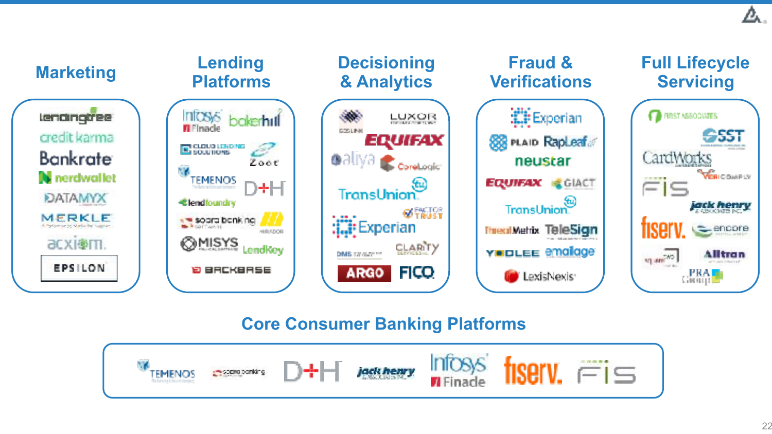## Marketing

- LendingTree
- Credit Karma
- Bankrate
- NerdWallet
- DATAMYX
- MERKLE
- acxiom
- EPSILON

## Lending Platforms

- Infosys Finacle
- bakerhill
- Cloud Lending Solutions
- Zoot
- TEMENOS
- D+H
- lendfoundry
- sopra banking
- MIRADOR
- MISYS
- LendKey
- BACKBASE

## Decisioning & Analytics

- GDS LINK
- LUXOR
- EQUIFAX
- aliya
- CoreLogic
- TransUnion
- FACTOR TRUST
- Experian
- DMS
- CLARITY
- ARGO
- FICO

## Fraud & Verifications

- Experian
- PLAID
- RapLeaf
- neustar
- EQUIFAX
- GIACT
- TransUnion
- ThreatMetrix
- TeleSign
- YODLEE
- emailage
- LexisNexis

## Full Lifecycle Servicing

- FIRST ASSOCIATES
- SST
- CardWorks
- VERICOMPLY
- FIS
- jack henry
- fiserv.
- encore
- square two
- Alltran
- PRA Group

## Core Consumer Banking Platforms

- TEMENOS
- sopra banking
- D+H
- jack henry
- Infosys Finacle
- fiserv.
- FIS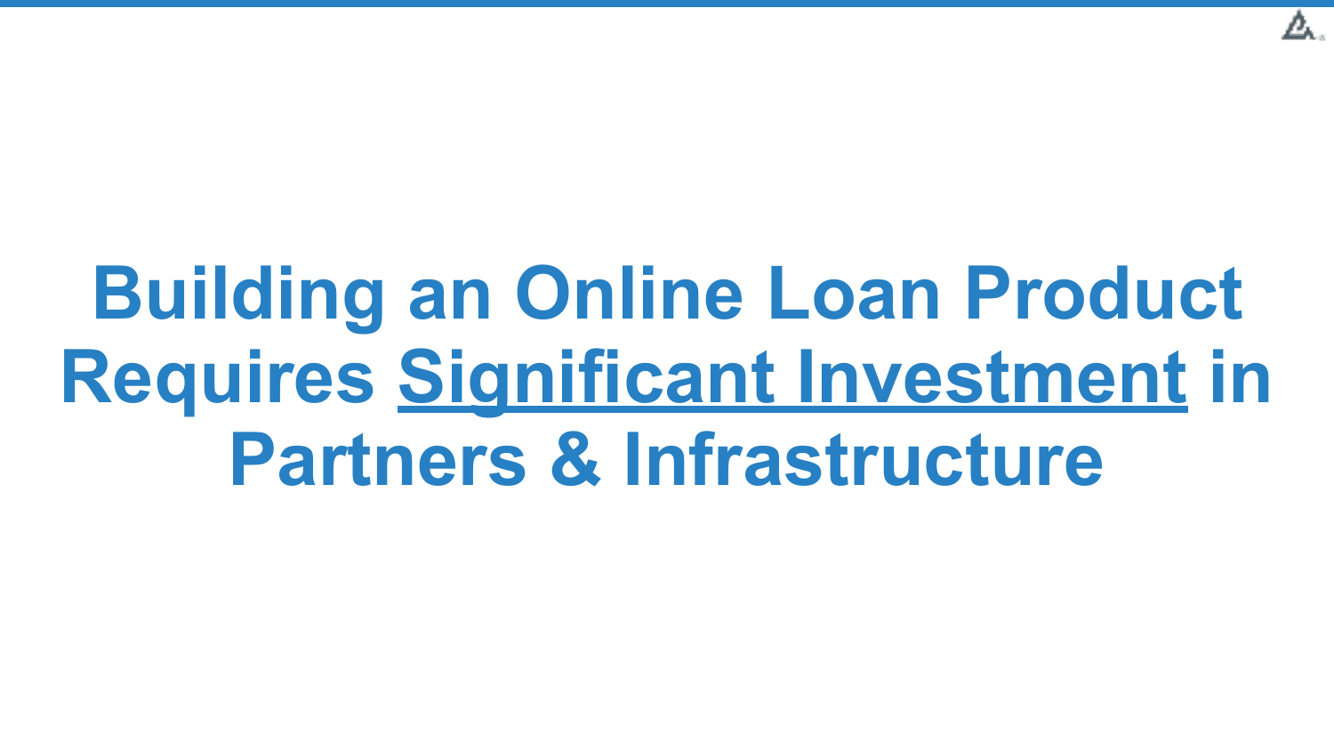# Building an Online Loan Product Requires Significant Investment in Partners & Infrastructure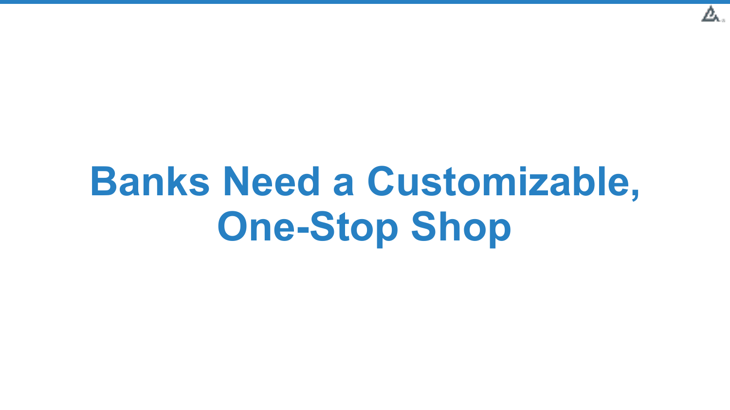# Banks Need a Customizable, One-Stop Shop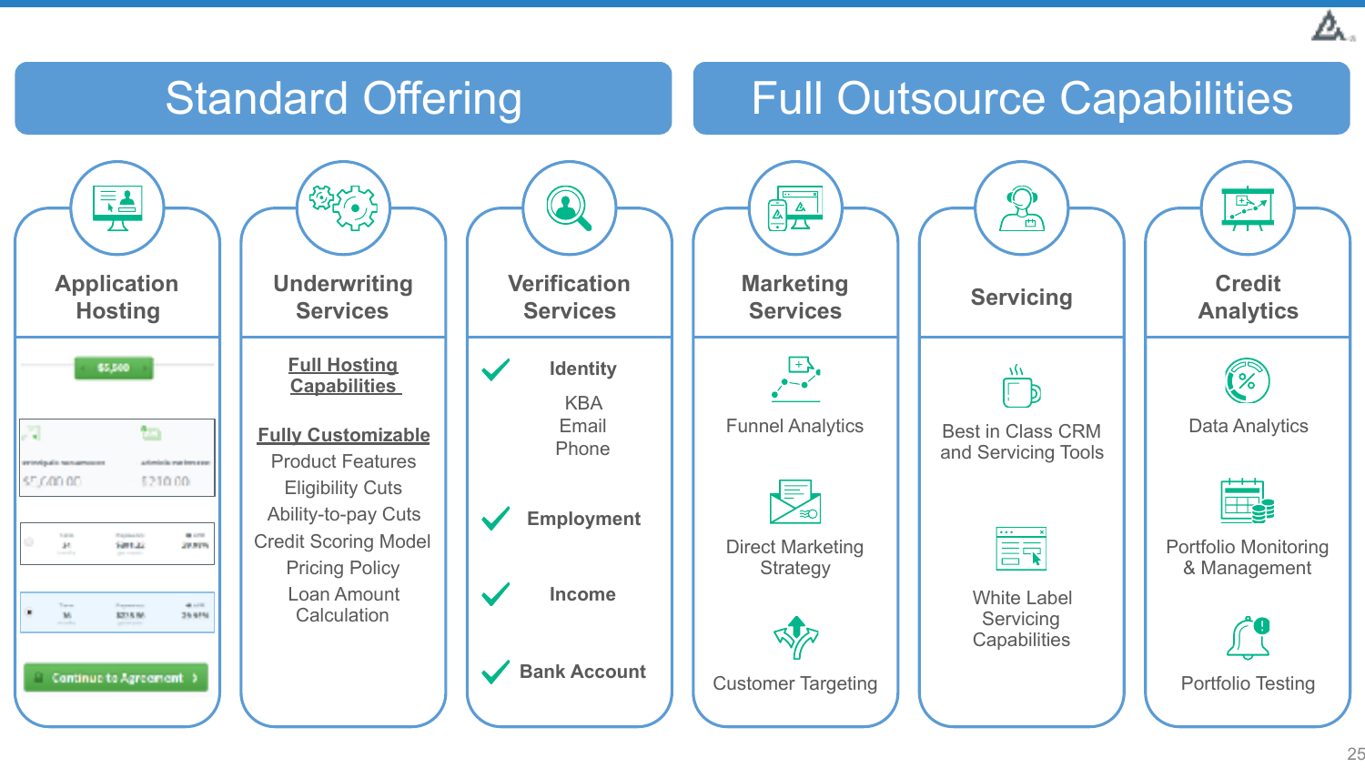## Standard Offering

## Full Outsource Capabilities

### Application Hosting

### Underwriting Services

**Full Hosting Capabilities**

**Fully Customizable**

Product Features
Eligibility Cuts
Ability-to-pay Cuts
Credit Scoring Model
Pricing Policy
Loan Amount Calculation

### Verification Services

- ✔ **Identity**
  - KBA
  - Email
  - Phone
- ✔ **Employment**
- ✔ **Income**
- ✔ **Bank Account**

### Marketing Services

- Funnel Analytics
- Direct Marketing Strategy
- Customer Targeting

### Servicing

- Best in Class CRM and Servicing Tools
- White Label Servicing Capabilities

### Credit Analytics

- Data Analytics
- Portfolio Monitoring & Management
- Portfolio Testing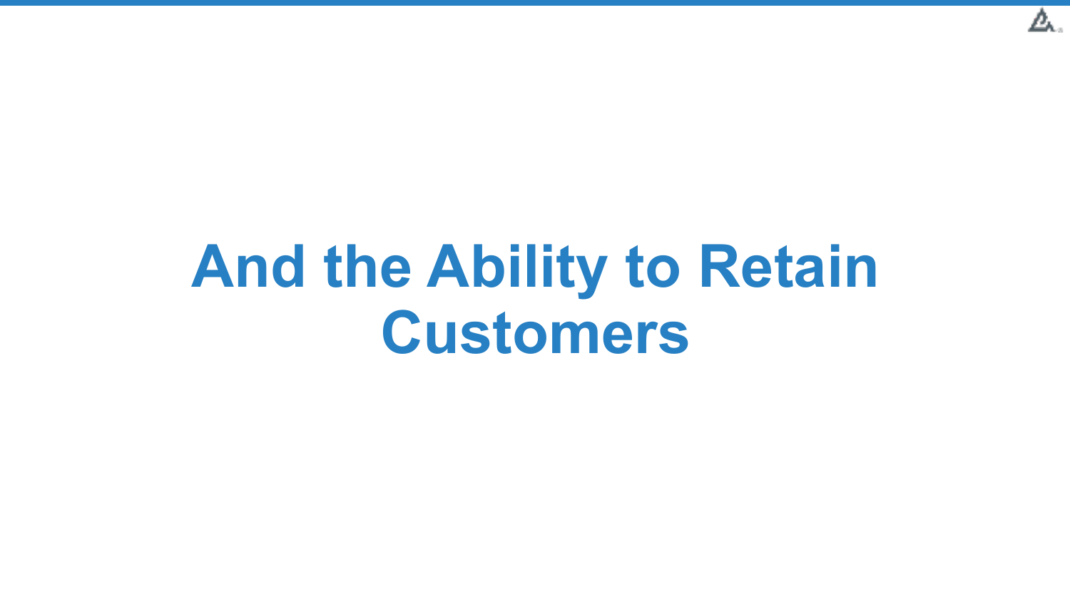# And the Ability to Retain Customers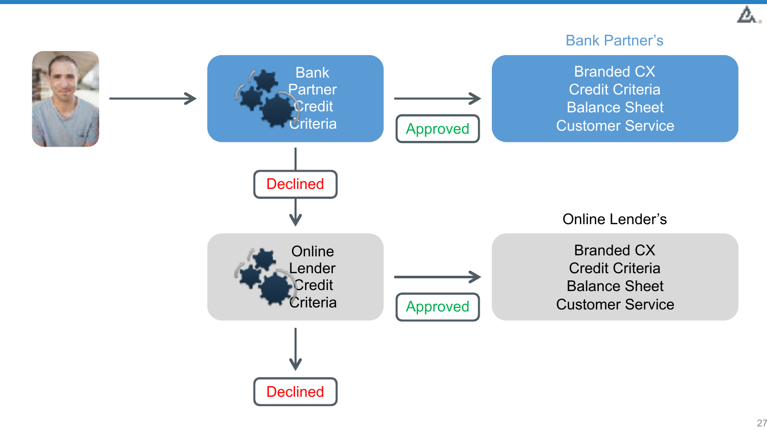Bank Partner Credit Criteria

Approved

Bank Partner's

Branded CX
Credit Criteria
Balance Sheet
Customer Service

Declined

Online Lender Credit Criteria

Approved

Online Lender's

Branded CX
Credit Criteria
Balance Sheet
Customer Service

Declined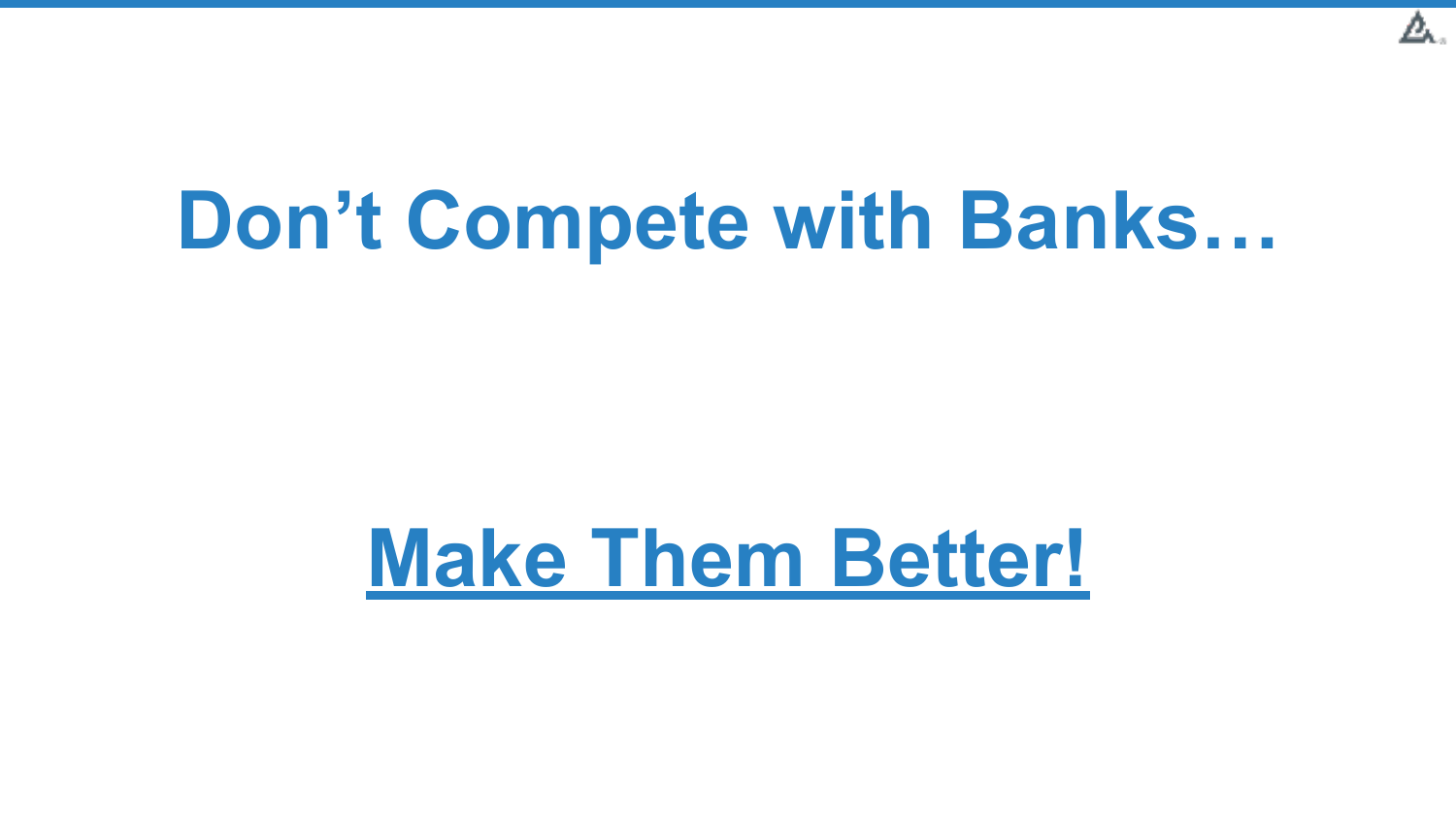# Don’t Compete with Banks…

## Make Them Better!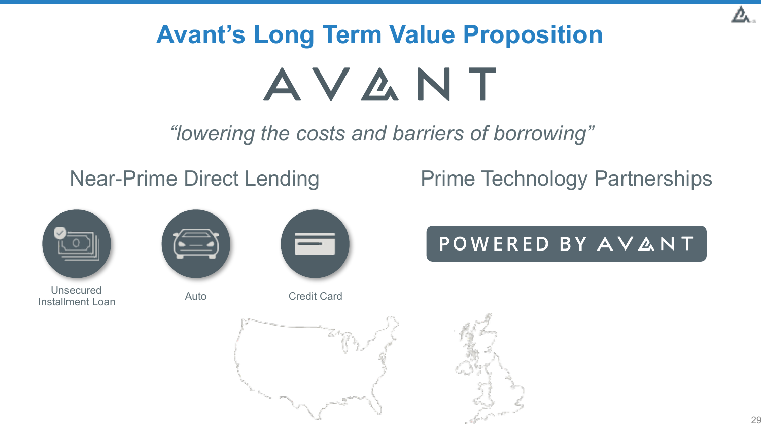# Avant's Long Term Value Proposition

AVANT

*"lowering the costs and barriers of borrowing"*

## Near-Prime Direct Lending

- Unsecured Installment Loan
- Auto
- Credit Card

## Prime Technology Partnerships

POWERED BY AVANT